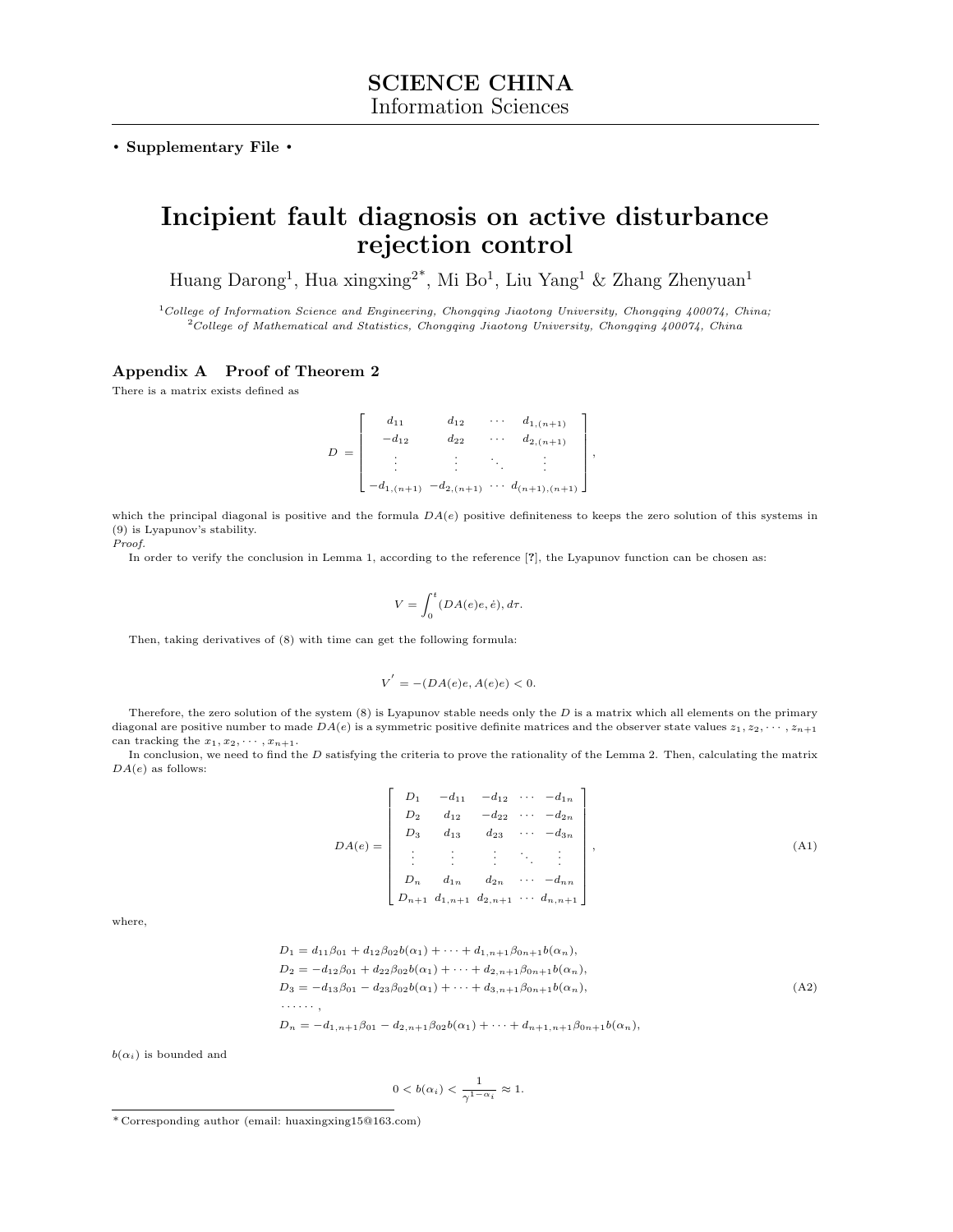**SCIENCE CHINA**
Information Sciences

• **Supplementary File** •

# Incipient fault diagnosis on active disturbance rejection control

Huang Darong[1], Hua xingxing[2*], Mi Bo[1], Liu Yang[1] & Zhang Zhenyuan[1]

[1]*College of Information Science and Engineering, Chongqing Jiaotong University, Chongqing 400074, China;*
[2]*College of Mathematical and Statistics, Chongqing Jiaotong University, Chongqing 400074, China*

## Appendix A Proof of Theorem 2

There is a matrix exists defined as

$$D = \begin{bmatrix} d_{11} & d_{12} & \cdots & d_{1,(n+1)} \\ -d_{12} & d_{22} & \cdots & d_{2,(n+1)} \\ \vdots & \vdots & \ddots & \vdots \\ -d_{1,(n+1)} & -d_{2,(n+1)} & \cdots & d_{(n+1),(n+1)} \end{bmatrix},$$

which the principal diagonal is positive and the formula $DA(e)$ positive definiteness to keeps the zero solution of this systems in (9) is Lyapunov's stability.

*Proof.*

In order to verify the conclusion in Lemma 1, according to the reference [?], the Lyapunov function can be chosen as:

$$V = \int_0^t (DA(e)e, \dot{e}), d\tau.$$

Then, taking derivatives of (8) with time can get the following formula:

$$V^{'} = -(DA(e)e, A(e)e) < 0.$$

Therefore, the zero solution of the system (8) is Lyapunov stable needs only the $D$ is a matrix which all elements on the primary diagonal are positive number to made $DA(e)$ is a symmetric positive definite matrices and the observer state values $z_1, z_2, \cdots, z_{n+1}$ can tracking the $x_1, x_2, \cdots, x_{n+1}$.

In conclusion, we need to find the $D$ satisfying the criteria to prove the rationality of the Lemma 2. Then, calculating the matrix $DA(e)$ as follows:

$$DA(e) = \begin{bmatrix} D_1 & -d_{11} & -d_{12} & \cdots & -d_{1n} \\ D_2 & d_{12} & -d_{22} & \cdots & -d_{2n} \\ D_3 & d_{13} & d_{23} & \cdots & -d_{3n} \\ \vdots & \vdots & \vdots & \ddots & \vdots \\ D_n & d_{1n} & d_{2n} & \cdots & -d_{nn} \\ D_{n+1} & d_{1,n+1} & d_{2,n+1} & \cdots & d_{n,n+1} \end{bmatrix}, \tag{A1}$$

where,

$$\begin{aligned} &D_1 = d_{11}\beta_{01} + d_{12}\beta_{02}b(\alpha_1) + \cdots + d_{1,n+1}\beta_{0n+1}b(\alpha_n), \\ &D_2 = -d_{12}\beta_{01} + d_{22}\beta_{02}b(\alpha_1) + \cdots + d_{2,n+1}\beta_{0n+1}b(\alpha_n), \\ &D_3 = -d_{13}\beta_{01} - d_{23}\beta_{02}b(\alpha_1) + \cdots + d_{3,n+1}\beta_{0n+1}b(\alpha_n), \\ &\cdots\cdots, \\ &D_n = -d_{1,n+1}\beta_{01} - d_{2,n+1}\beta_{02}b(\alpha_1) + \cdots + d_{n+1,n+1}\beta_{0n+1}b(\alpha_n), \end{aligned} \tag{A2}$$

$b(\alpha_i)$ is bounded and

$$0 < b(\alpha_i) < \frac{1}{\gamma^{1-\alpha_i}} \approx 1.$$

\* Corresponding author (email: huaxingxing15@163.com)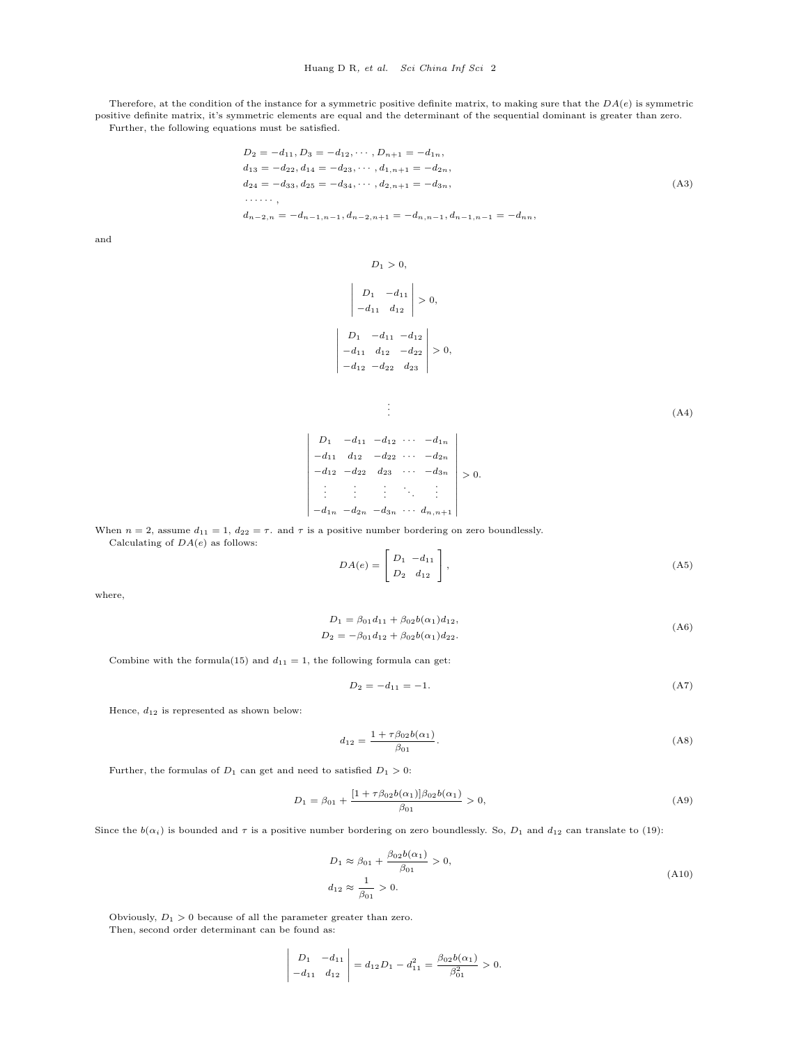Therefore, at the condition of the instance for a symmetric positive definite matrix, to making sure that the $DA(e)$ is symmetric positive definite matrix, it's symmetric elements are equal and the determinant of the sequential dominant is greater than zero.

Further, the following equations must be satisfied.

$$
\begin{aligned}
&D_2 = -d_{11}, D_3 = -d_{12}, \cdots, D_{n+1} = -d_{1n},\\
&d_{13} = -d_{22}, d_{14} = -d_{23}, \cdots, d_{1,n+1} = -d_{2n},\\
&d_{24} = -d_{33}, d_{25} = -d_{34}, \cdots, d_{2,n+1} = -d_{3n},\\
&\cdots\cdots,\\
&d_{n-2,n} = -d_{n-1,n-1}, d_{n-2,n+1} = -d_{n,n-1}, d_{n-1,n-1} = -d_{nn},
\end{aligned} \tag{A3}
$$

and

$$
\begin{aligned}
&D_1 > 0,\\
&\begin{vmatrix} D_1 & -d_{11} \\ -d_{11} & d_{12} \end{vmatrix} > 0,\\
&\begin{vmatrix} D_1 & -d_{11} & -d_{12} \\ -d_{11} & d_{12} & -d_{22} \\ -d_{12} & -d_{22} & d_{23} \end{vmatrix} > 0,\\
&\vdots\\
&\begin{vmatrix} D_1 & -d_{11} & -d_{12} & \cdots & -d_{1n} \\ -d_{11} & d_{12} & -d_{22} & \cdots & -d_{2n} \\ -d_{12} & -d_{22} & d_{23} & \cdots & -d_{3n} \\ \vdots & \vdots & \vdots & \ddots & \vdots \\ -d_{1n} & -d_{2n} & -d_{3n} & \cdots & d_{n,n+1} \end{vmatrix} > 0.
\end{aligned} \tag{A4}
$$

When $n = 2$, assume $d_{11} = 1$, $d_{22} = \tau$. and $\tau$ is a positive number bordering on zero boundlessly.

Calculating of $DA(e)$ as follows:

$$
DA(e) = \begin{bmatrix} D_1 & -d_{11} \\ D_2 & d_{12} \end{bmatrix}, \tag{A5}
$$

where,

$$
\begin{aligned}
D_1 &= \beta_{01}d_{11} + \beta_{02}b(\alpha_1)d_{12},\\
D_2 &= -\beta_{01}d_{12} + \beta_{02}b(\alpha_1)d_{22}.
\end{aligned} \tag{A6}
$$

Combine with the formula(15) and $d_{11} = 1$, the following formula can get:

$$
D_2 = -d_{11} = -1. \tag{A7}
$$

Hence, $d_{12}$ is represented as shown below:

$$
d_{12} = \frac{1 + \tau\beta_{02}b(\alpha_1)}{\beta_{01}}. \tag{A8}
$$

Further, the formulas of $D_1$ can get and need to satisfied $D_1 > 0$:

$$
D_1 = \beta_{01} + \frac{[1 + \tau\beta_{02}b(\alpha_1)]\beta_{02}b(\alpha_1)}{\beta_{01}} > 0, \tag{A9}
$$

Since the $b(\alpha_i)$ is bounded and $\tau$ is a positive number bordering on zero boundlessly. So, $D_1$ and $d_{12}$ can translate to (19):

$$
\begin{aligned}
D_1 &\approx \beta_{01} + \frac{\beta_{02}b(\alpha_1)}{\beta_{01}} > 0,\\
d_{12} &\approx \frac{1}{\beta_{01}} > 0.
\end{aligned} \tag{A10}
$$

Obviously, $D_1 > 0$ because of all the parameter greater than zero.

Then, second order determinant can be found as:

$$
\begin{vmatrix} D_1 & -d_{11} \\ -d_{11} & d_{12} \end{vmatrix} = d_{12}D_1 - d_{11}^2 = \frac{\beta_{02}b(\alpha_1)}{\beta_{01}^2} > 0.
$$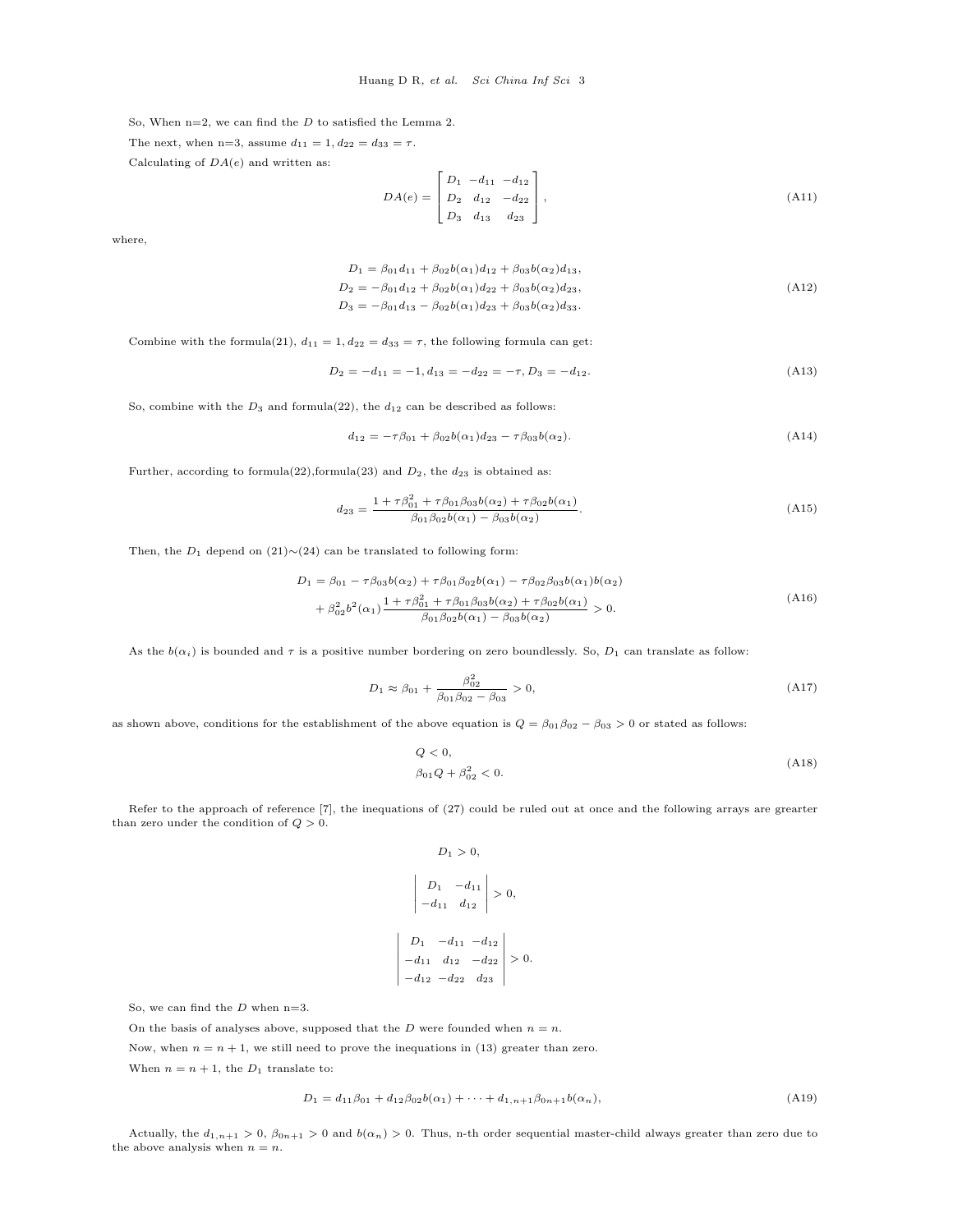So, When n=2, we can find the $D$ to satisfied the Lemma 2.

The next, when n=3, assume $d_{11} = 1, d_{22} = d_{33} = \tau$.

Calculating of $DA(e)$ and written as:

$$DA(e) = \begin{bmatrix} D_1 & -d_{11} & -d_{12} \\ D_2 & d_{12} & -d_{22} \\ D_3 & d_{13} & d_{23} \end{bmatrix}, \tag{A11}$$

where,

$$\begin{aligned} D_1 &= \beta_{01}d_{11} + \beta_{02}b(\alpha_1)d_{12} + \beta_{03}b(\alpha_2)d_{13}, \\ D_2 &= -\beta_{01}d_{12} + \beta_{02}b(\alpha_1)d_{22} + \beta_{03}b(\alpha_2)d_{23}, \\ D_3 &= -\beta_{01}d_{13} - \beta_{02}b(\alpha_1)d_{23} + \beta_{03}b(\alpha_2)d_{33}. \end{aligned} \tag{A12}$$

Combine with the formula(21), $d_{11} = 1, d_{22} = d_{33} = \tau$, the following formula can get:

$$D_2 = -d_{11} = -1, d_{13} = -d_{22} = -\tau, D_3 = -d_{12}. \tag{A13}$$

So, combine with the $D_3$ and formula(22), the $d_{12}$ can be described as follows:

$$d_{12} = -\tau\beta_{01} + \beta_{02}b(\alpha_1)d_{23} - \tau\beta_{03}b(\alpha_2). \tag{A14}$$

Further, according to formula(22),formula(23) and $D_2$, the $d_{23}$ is obtained as:

$$d_{23} = \frac{1 + \tau\beta_{01}^2 + \tau\beta_{01}\beta_{03}b(\alpha_2) + \tau\beta_{02}b(\alpha_1)}{\beta_{01}\beta_{02}b(\alpha_1) - \beta_{03}b(\alpha_2)}. \tag{A15}$$

Then, the $D_1$ depend on (21)∼(24) can be translated to following form:

$$\begin{aligned} D_1 = \beta_{01} - \tau\beta_{03}b(\alpha_2) + \tau\beta_{01}\beta_{02}b(\alpha_1) - \tau\beta_{02}\beta_{03}b(\alpha_1)b(\alpha_2) \\ + \beta_{02}^2 b^2(\alpha_1)\frac{1 + \tau\beta_{01}^2 + \tau\beta_{01}\beta_{03}b(\alpha_2) + \tau\beta_{02}b(\alpha_1)}{\beta_{01}\beta_{02}b(\alpha_1) - \beta_{03}b(\alpha_2)} > 0. \end{aligned} \tag{A16}$$

As the $b(\alpha_i)$ is bounded and $\tau$ is a positive number bordering on zero boundlessly. So, $D_1$ can translate as follow:

$$D_1 \approx \beta_{01} + \frac{\beta_{02}^2}{\beta_{01}\beta_{02} - \beta_{03}} > 0, \tag{A17}$$

as shown above, conditions for the establishment of the above equation is $Q = \beta_{01}\beta_{02} - \beta_{03} > 0$ or stated as follows:

$$\begin{aligned} &Q < 0, \\ &\beta_{01}Q + \beta_{02}^2 < 0. \end{aligned} \tag{A18}$$

Refer to the approach of reference [7], the inequations of (27) could be ruled out at once and the following arrays are grearter than zero under the condition of $Q > 0$.

$$D_1 > 0,$$

$$\begin{vmatrix} D_1 & -d_{11} \\ -d_{11} & d_{12} \end{vmatrix} > 0,$$

$$\begin{vmatrix} D_1 & -d_{11} & -d_{12} \\ -d_{11} & d_{12} & -d_{22} \\ -d_{12} & -d_{22} & d_{23} \end{vmatrix} > 0.$$

So, we can find the $D$ when n=3.

On the basis of analyses above, supposed that the $D$ were founded when $n = n$.

Now, when $n = n + 1$, we still need to prove the inequations in (13) greater than zero.

When $n = n + 1$, the $D_1$ translate to:

$$D_1 = d_{11}\beta_{01} + d_{12}\beta_{02}b(\alpha_1) + \cdots + d_{1,n+1}\beta_{0n+1}b(\alpha_n), \tag{A19}$$

Actually, the $d_{1,n+1} > 0$, $\beta_{0n+1} > 0$ and $b(\alpha_n) > 0$. Thus, n-th order sequential master-child always greater than zero due to the above analysis when $n = n$.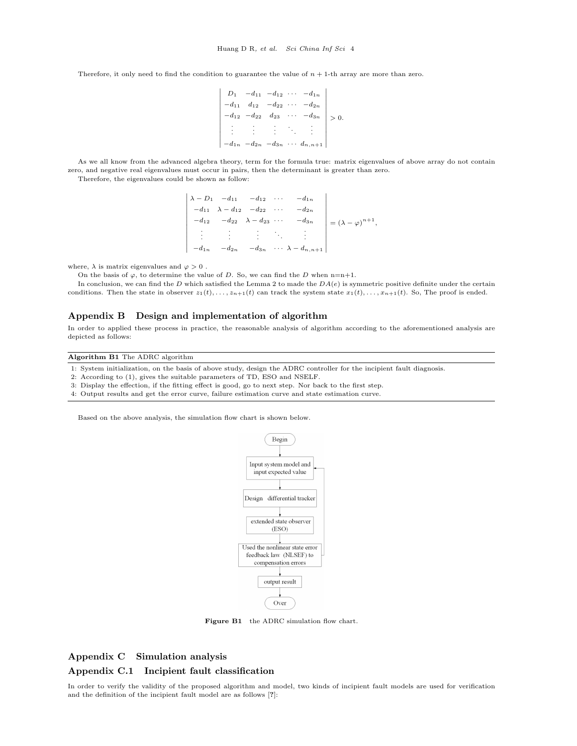Therefore, it only need to find the condition to guarantee the value of $n+1$-th array are more than zero.

$$
\begin{vmatrix}
D_1 & -d_{11} & -d_{12} & \cdots & -d_{1n} \\
-d_{11} & d_{12} & -d_{22} & \cdots & -d_{2n} \\
-d_{12} & -d_{22} & d_{23} & \cdots & -d_{3n} \\
\vdots & \vdots & \vdots & \ddots & \vdots \\
-d_{1n} & -d_{2n} & -d_{3n} & \cdots & d_{n,n+1}
\end{vmatrix} > 0.
$$

As we all know from the advanced algebra theory, term for the formula true: matrix eigenvalues of above array do not contain zero, and negative real eigenvalues must occur in pairs, then the determinant is greater than zero.

Therefore, the eigenvalues could be shown as follow:

$$
\begin{vmatrix}
\lambda - D_1 & -d_{11} & -d_{12} & \cdots & -d_{1n} \\
-d_{11} & \lambda - d_{12} & -d_{22} & \cdots & -d_{2n} \\
-d_{12} & -d_{22} & \lambda - d_{23} & \cdots & -d_{3n} \\
\vdots & \vdots & \vdots & \ddots & \vdots \\
-d_{1n} & -d_{2n} & -d_{3n} & \cdots & \lambda - d_{n,n+1}
\end{vmatrix} = (\lambda - \varphi)^{n+1},
$$

where, $\lambda$ is matrix eigenvalues and $\varphi > 0$ .

On the basis of $\varphi$, to determine the value of $D$. So, we can find the $D$ when n=n+1.

In conclusion, we can find the $D$ which satisfied the Lemma 2 to made the $DA(e)$ is symmetric positive definite under the certain conditions. Then the state in observer $z_1(t), \ldots, z_{n+1}(t)$ can track the system state $x_1(t), \ldots, x_{n+1}(t)$. So, The proof is ended.

## Appendix B Design and implementation of algorithm

In order to applied these process in practice, the reasonable analysis of algorithm according to the aforementioned analysis are depicted as follows:

**Algorithm B1** The ADRC algorithm

1: System initialization, on the basis of above study, design the ADRC controller for the incipient fault diagnosis.
2: According to (1), gives the suitable parameters of TD, ESO and NSELF.
3: Display the effection, if the fitting effect is good, go to next step. Nor back to the first step.
4: Output results and get the error curve, failure estimation curve and state estimation curve.

Based on the above analysis, the simulation flow chart is shown below.

**Figure B1** the ADRC simulation flow chart.

## Appendix C Simulation analysis

### Appendix C.1 Incipient fault classification

In order to verify the validity of the proposed algorithm and model, two kinds of incipient fault models are used for verification and the definition of the incipient fault model are as follows [?]: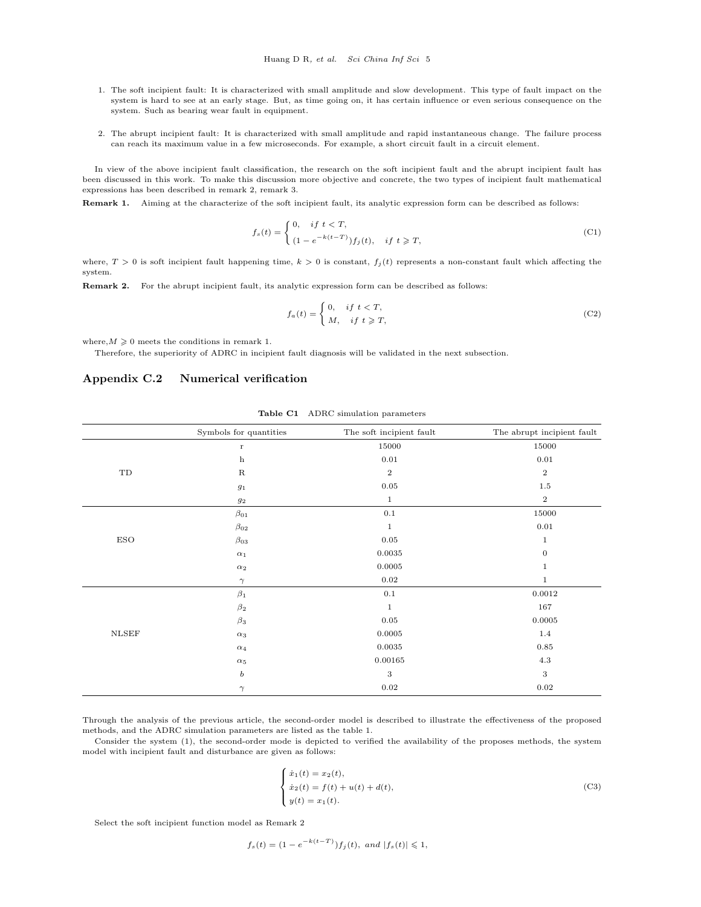1. The soft incipient fault: It is characterized with small amplitude and slow development. This type of fault impact on the system is hard to see at an early stage. But, as time going on, it has certain influence or even serious consequence on the system. Such as bearing wear fault in equipment.

2. The abrupt incipient fault: It is characterized with small amplitude and rapid instantaneous change. The failure process can reach its maximum value in a few microseconds. For example, a short circuit fault in a circuit element.

In view of the above incipient fault classification, the research on the soft incipient fault and the abrupt incipient fault has been discussed in this work. To make this discussion more objective and concrete, the two types of incipient fault mathematical expressions has been described in remark 2, remark 3.

**Remark 1.** Aiming at the characterize of the soft incipient fault, its analytic expression form can be described as follows:

$$f_s(t) = \begin{cases} 0, & if\ t < T, \\ (1 - e^{-k(t-T)}) f_j(t), & if\ t \geqslant T, \end{cases} \tag{C1}$$

where, $T > 0$ is soft incipient fault happening time, $k > 0$ is constant, $f_j(t)$ represents a non-constant fault which affecting the system.

**Remark 2.** For the abrupt incipient fault, its analytic expression form can be described as follows:

$$f_a(t) = \begin{cases} 0, & if\ t < T, \\ M, & if\ t \geqslant T, \end{cases} \tag{C2}$$

where, $M \geqslant 0$ meets the conditions in remark 1.

Therefore, the superiority of ADRC in incipient fault diagnosis will be validated in the next subsection.

## Appendix C.2 Numerical verification

**Table C1** ADRC simulation parameters

| | Symbols for quantities | The soft incipient fault | The abrupt incipient fault |
|---|---|---|---|
| TD | r | 15000 | 15000 |
| | h | 0.01 | 0.01 |
| | R | 2 | 2 |
| | $g_1$ | 0.05 | 1.5 |
| | $g_2$ | 1 | 2 |
| ESO | $\beta_{01}$ | 0.1 | 15000 |
| | $\beta_{02}$ | 1 | 0.01 |
| | $\beta_{03}$ | 0.05 | 1 |
| | $\alpha_1$ | 0.0035 | 0 |
| | $\alpha_2$ | 0.0005 | 1 |
| | $\gamma$ | 0.02 | 1 |
| NLSEF | $\beta_1$ | 0.1 | 0.0012 |
| | $\beta_2$ | 1 | 167 |
| | $\beta_3$ | 0.05 | 0.0005 |
| | $\alpha_3$ | 0.0005 | 1.4 |
| | $\alpha_4$ | 0.0035 | 0.85 |
| | $\alpha_5$ | 0.00165 | 4.3 |
| | $b$ | 3 | 3 |
| | $\gamma$ | 0.02 | 0.02 |

Through the analysis of the previous article, the second-order model is described to illustrate the effectiveness of the proposed methods, and the ADRC simulation parameters are listed as the table 1.

Consider the system (1), the second-order mode is depicted to verified the availability of the proposes methods, the system model with incipient fault and disturbance are given as follows:

$$\begin{cases} \dot{x}_1(t) = x_2(t), \\ \dot{x}_2(t) = f(t) + u(t) + d(t), \\ y(t) = x_1(t). \end{cases} \tag{C3}$$

Select the soft incipient function model as Remark 2

$$f_s(t) = (1 - e^{-k(t-T)}) f_j(t),\ and\ |f_s(t)| \leqslant 1,$$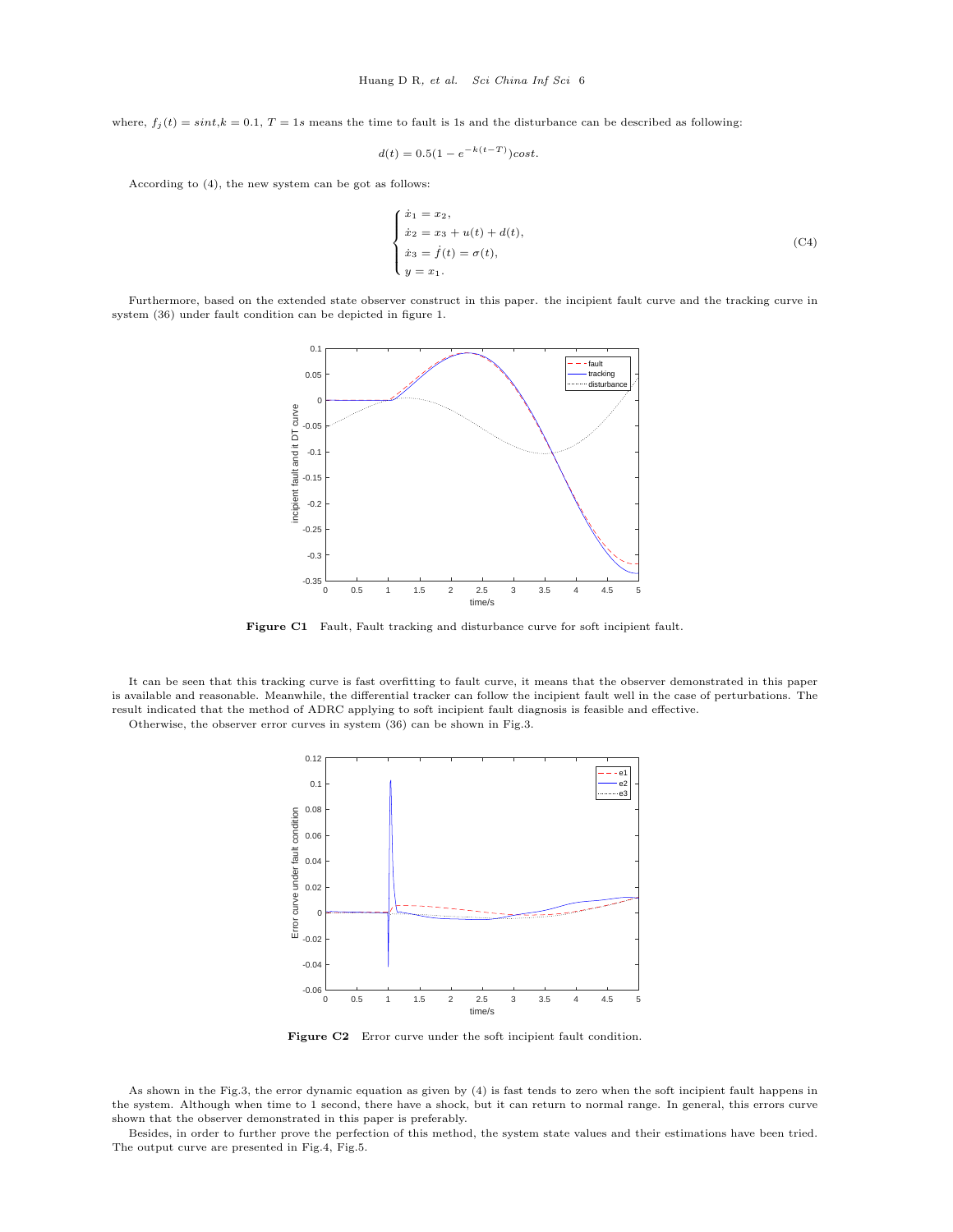where, $f_j(t) = sint$,$k = 0.1$, $T = 1s$ means the time to fault is 1s and the disturbance can be described as following:

$$d(t) = 0.5(1 - e^{-k(t-T)})cost.$$

According to (4), the new system can be got as follows:

$$\begin{cases} \dot{x}_1 = x_2, \\ \dot{x}_2 = x_3 + u(t) + d(t), \\ \dot{x}_3 = \dot{f}(t) = \sigma(t), \\ y = x_1. \end{cases} \tag{C4}$$

Furthermore, based on the extended state observer construct in this paper. the incipient fault curve and the tracking curve in system (36) under fault condition can be depicted in figure 1.

**Figure C1** Fault, Fault tracking and disturbance curve for soft incipient fault.

It can be seen that this tracking curve is fast overfitting to fault curve, it means that the observer demonstrated in this paper is available and reasonable. Meanwhile, the differential tracker can follow the incipient fault well in the case of perturbations. The result indicated that the method of ADRC applying to soft incipient fault diagnosis is feasible and effective.

Otherwise, the observer error curves in system (36) can be shown in Fig.3.

**Figure C2** Error curve under the soft incipient fault condition.

As shown in the Fig.3, the error dynamic equation as given by (4) is fast tends to zero when the soft incipient fault happens in the system. Although when time to 1 second, there have a shock, but it can return to normal range. In general, this errors curve shown that the observer demonstrated in this paper is preferably.

Besides, in order to further prove the perfection of this method, the system state values and their estimations have been tried. The output curve are presented in Fig.4, Fig.5.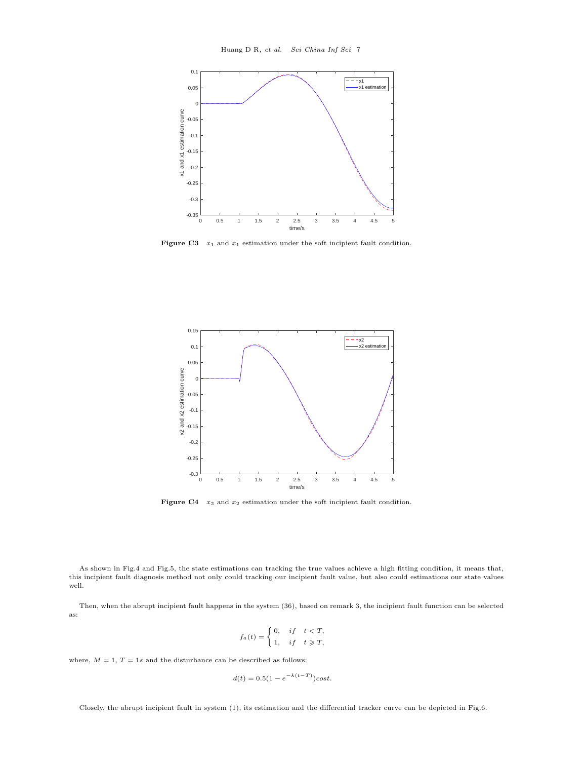Figure C3   $x_1$ and $x_1$ estimation under the soft incipient fault condition.

Figure C4   $x_2$ and $x_2$ estimation under the soft incipient fault condition.

As shown in Fig.4 and Fig.5, the state estimations can tracking the true values achieve a high fitting condition, it means that, this incipient fault diagnosis method not only could tracking our incipient fault value, but also could estimations our state values well.

Then, when the abrupt incipient fault happens in the system (36), based on remark 3, the incipient fault function can be selected as:

$$f_a(t) = \begin{cases} 0, & if \quad t < T, \\ 1, & if \quad t \geqslant T, \end{cases}$$

where, $M = 1$, $T = 1s$ and the disturbance can be described as follows:

$$d(t) = 0.5(1 - e^{-k(t-T)})cost.$$

Closely, the abrupt incipient fault in system (1), its estimation and the differential tracker curve can be depicted in Fig.6.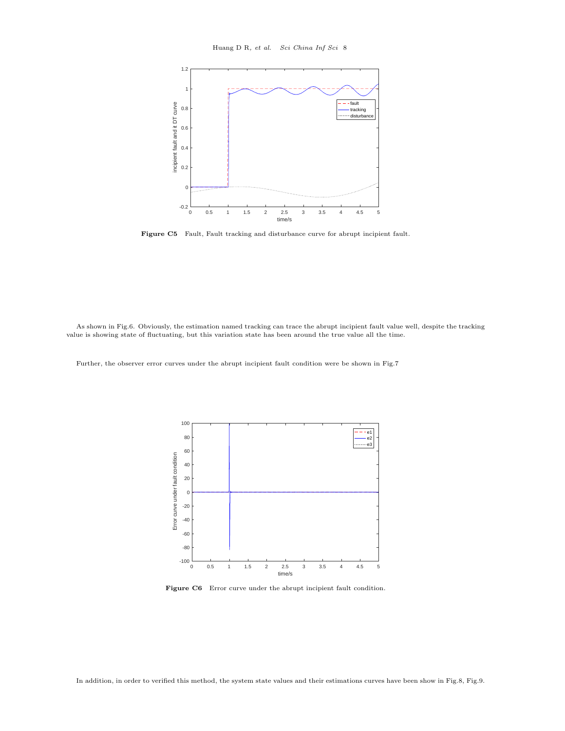**Figure C5** Fault, Fault tracking and disturbance curve for abrupt incipient fault.

As shown in Fig.6. Obviously, the estimation named tracking can trace the abrupt incipient fault value well, despite the tracking value is showing state of fluctuating, but this variation state has been around the true value all the time.

Further, the observer error curves under the abrupt incipient fault condition were be shown in Fig.7

**Figure C6** Error curve under the abrupt incipient fault condition.

In addition, in order to verified this method, the system state values and their estimations curves have been show in Fig.8, Fig.9.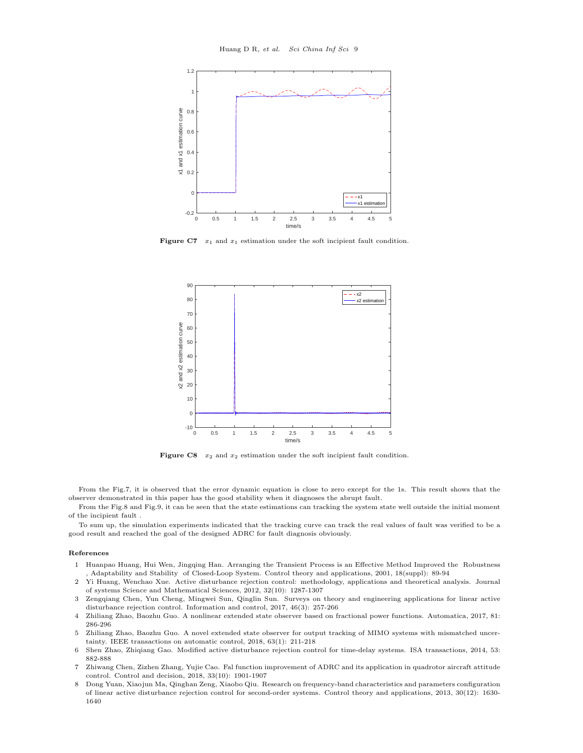**Figure C7** $x_1$ and $x_1$ estimation under the soft incipient fault condition.

**Figure C8** $x_2$ and $x_2$ estimation under the soft incipient fault condition.

From the Fig.7, it is observed that the error dynamic equation is close to zero except for the 1s. This result shows that the observer demonstrated in this paper has the good stability when it diagnoses the abrupt fault.

From the Fig.8 and Fig.9, it can be seen that the state estimations can tracking the system state well outside the initial moment of the incipient fault .

To sum up, the simulation experiments indicated that the tracking curve can track the real values of fault was verified to be a good result and reached the goal of the designed ADRC for fault diagnosis obviously.

**References**

1. Huanpao Huang, Hui Wen, Jingqing Han. Arranging the Transient Process is an Effective Method Improved the Robustness , Adaptability and Stability of Closed-Loop System. Control theory and applications, 2001, 18(suppl): 89-94
2. Yi Huang, Wenchao Xue. Active disturbance rejection control: methodology, applications and theoretical analysis. Journal of systems Science and Mathematical Sciences, 2012, 32(10): 1287-1307
3. Zengqiang Chen, Yun Cheng, Mingwei Sun, Qinglin Sun. Surveys on theory and engineering applications for linear active disturbance rejection control. Information and control, 2017, 46(3): 257-266
4. Zhiliang Zhao, Baozhu Guo. A nonlinear extended state observer based on fractional power functions. Automatica, 2017, 81: 286-296
5. Zhiliang Zhao, Baozhu Guo. A novel extended state observer for output tracking of MIMO systems with mismatched uncertainty. IEEE transactions on automatic control, 2018, 63(1): 211-218
6. Shen Zhao, Zhiqiang Gao. Modified active disturbance rejection control for time-delay systems. ISA transactions, 2014, 53: 882-888
7. Zhiwang Chen, Zizhen Zhang, Yujie Cao. Fal function improvement of ADRC and its application in quadrotor aircraft attitude control. Control and decision, 2018, 33(10): 1901-1907
8. Dong Yuan, Xiaojun Ma, Qinghan Zeng, Xiaobo Qiu. Research on frequency-band characteristics and parameters configuration of linear active disturbance rejection control for second-order systems. Control theory and applications, 2013, 30(12): 1630-1640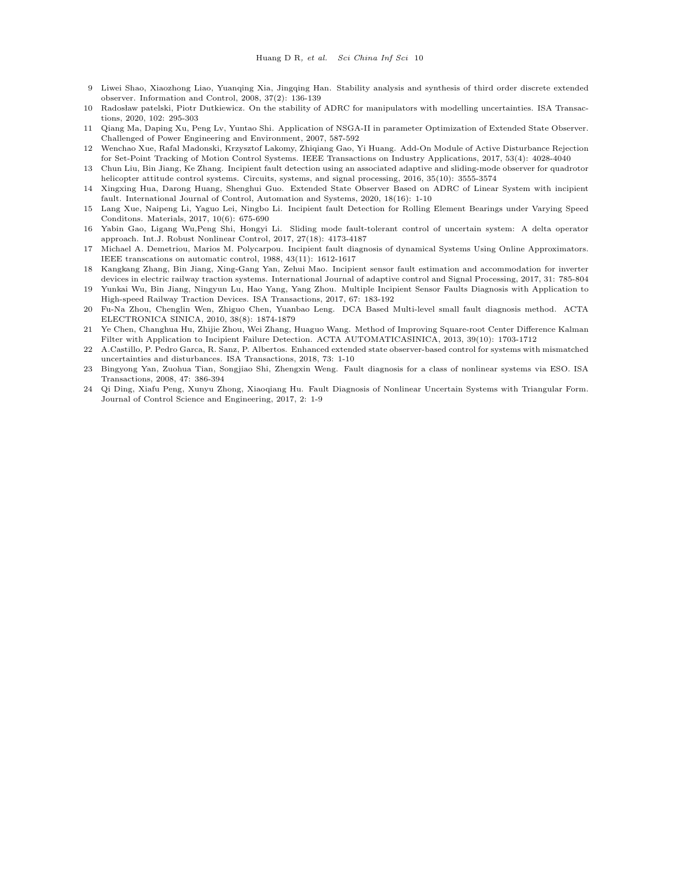9 Liwei Shao, Xiaozhong Liao, Yuanqing Xia, Jingqing Han. Stability analysis and synthesis of third order discrete extended observer. Information and Control, 2008, 37(2): 136-139

10 Radosław patelski, Piotr Dutkiewicz. On the stability of ADRC for manipulators with modelling uncertainties. ISA Transactions, 2020, 102: 295-303

11 Qiang Ma, Daping Xu, Peng Lv, Yuntao Shi. Application of NSGA-II in parameter Optimization of Extended State Observer. Challenged of Power Engineering and Environment, 2007, 587-592

12 Wenchao Xue, Rafal Madonski, Krzysztof Lakomy, Zhiqiang Gao, Yi Huang. Add-On Module of Active Disturbance Rejection for Set-Point Tracking of Motion Control Systems. IEEE Transactions on Industry Applications, 2017, 53(4): 4028-4040

13 Chun Liu, Bin Jiang, Ke Zhang. Incipient fault detection using an associated adaptive and sliding-mode observer for quadrotor helicopter attitude control systems. Circuits, systems, and signal processing, 2016, 35(10): 3555-3574

14 Xingxing Hua, Darong Huang, Shenghui Guo. Extended State Observer Based on ADRC of Linear System with incipient fault. International Journal of Control, Automation and Systems, 2020, 18(16): 1-10

15 Lang Xue, Naipeng Li, Yaguo Lei, Ningbo Li. Incipient fault Detection for Rolling Element Bearings under Varying Speed Conditons. Materials, 2017, 10(6): 675-690

16 Yabin Gao, Ligang Wu,Peng Shi, Hongyi Li. Sliding mode fault-tolerant control of uncertain system: A delta operator approach. Int.J. Robust Nonlinear Control, 2017, 27(18): 4173-4187

17 Michael A. Demetriou, Marios M. Polycarpou. Incipient fault diagnosis of dynamical Systems Using Online Approximators. IEEE transcations on automatic control, 1988, 43(11): 1612-1617

18 Kangkang Zhang, Bin Jiang, Xing-Gang Yan, Zehui Mao. Incipient sensor fault estimation and accommodation for inverter devices in electric railway traction systems. International Journal of adaptive control and Signal Processing, 2017, 31: 785-804

19 Yunkai Wu, Bin Jiang, Ningyun Lu, Hao Yang, Yang Zhou. Multiple Incipient Sensor Faults Diagnosis with Application to High-speed Railway Traction Devices. ISA Transactions, 2017, 67: 183-192

20 Fu-Na Zhou, Chenglin Wen, Zhiguo Chen, Yuanbao Leng. DCA Based Multi-level small fault diagnosis method. ACTA ELECTRONICA SINICA, 2010, 38(8): 1874-1879

21 Ye Chen, Changhua Hu, Zhijie Zhou, Wei Zhang, Huaguo Wang. Method of Improving Square-root Center Difference Kalman Filter with Application to Incipient Failure Detection. ACTA AUTOMATICASINICA, 2013, 39(10): 1703-1712

22 A.Castillo, P. Pedro Garca, R. Sanz, P. Albertos. Enhanced extended state observer-based control for systems with mismatched uncertainties and disturbances. ISA Transactions, 2018, 73: 1-10

23 Bingyong Yan, Zuohua Tian, Songjiao Shi, Zhengxin Weng. Fault diagnosis for a class of nonlinear systems via ESO. ISA Transactions, 2008, 47: 386-394

24 Qi Ding, Xiafu Peng, Xunyu Zhong, Xiaoqiang Hu. Fault Diagnosis of Nonlinear Uncertain Systems with Triangular Form. Journal of Control Science and Engineering, 2017, 2: 1-9